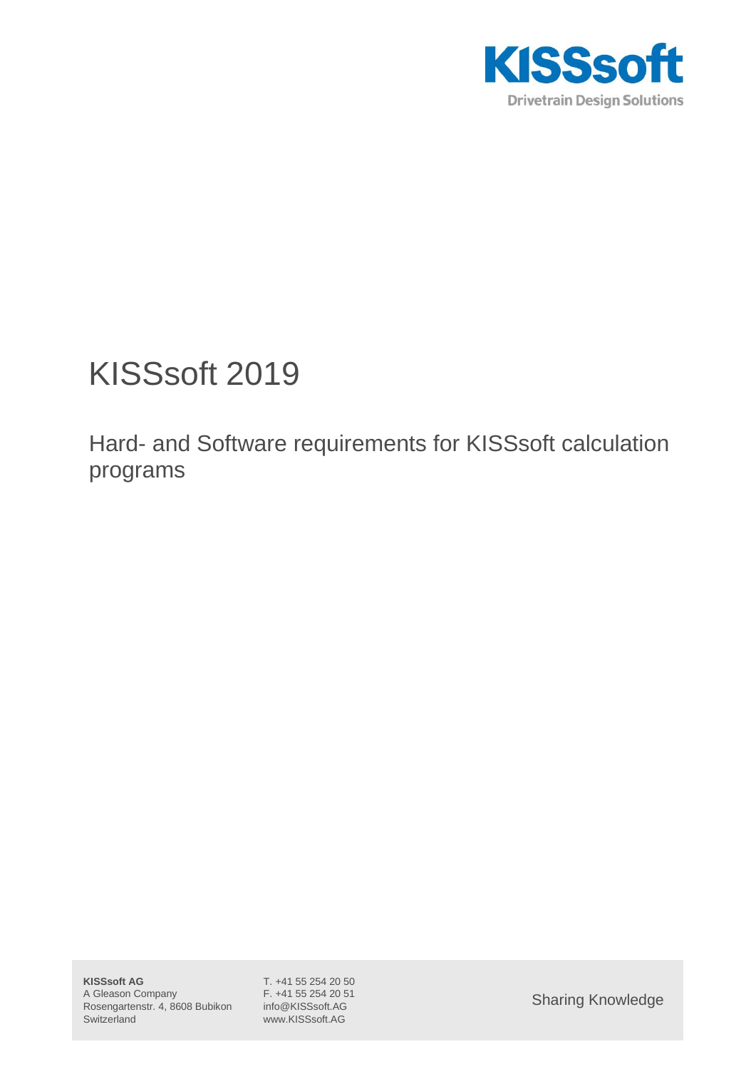KISSsoft

Drivetrain Design Solutions

# KISSsoft 2019

## Hard- and Software requirements for KISSsoft calculation programs

**KISSsoft AG**
A Gleason Company
Rosengartenstr. 4, 8608 Bubikon
Switzerland

T. +41 55 254 20 50
F. +41 55 254 20 51
info@KISSsoft.AG
www.KISSsoft.AG

Sharing Knowledge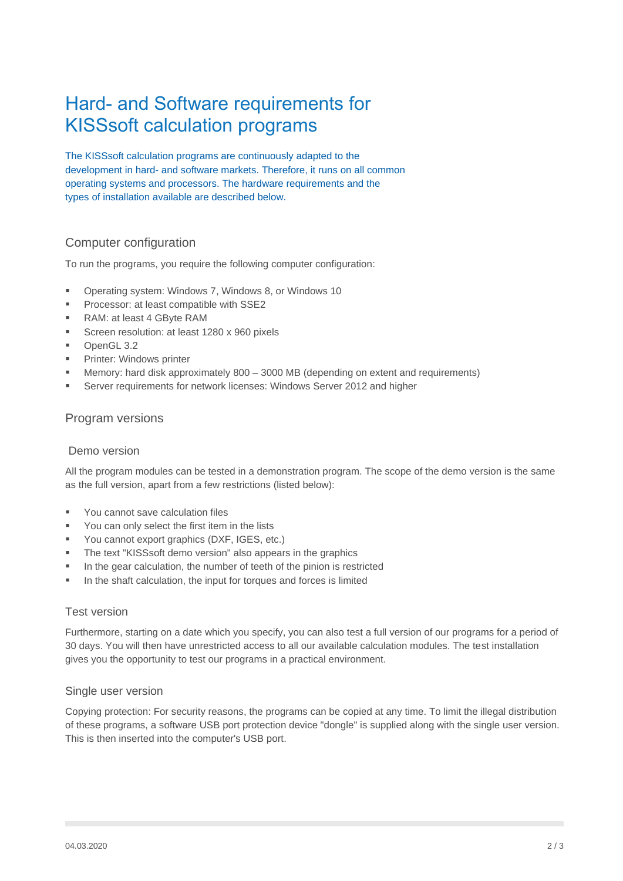# Hard- and Software requirements for KISSsoft calculation programs

The KISSsoft calculation programs are continuously adapted to the development in hard- and software markets. Therefore, it runs on all common operating systems and processors. The hardware requirements and the types of installation available are described below.

## Computer configuration

To run the programs, you require the following computer configuration:

- Operating system: Windows 7, Windows 8, or Windows 10
- Processor: at least compatible with SSE2
- RAM: at least 4 GByte RAM
- Screen resolution: at least 1280 x 960 pixels
- OpenGL 3.2
- Printer: Windows printer
- Memory: hard disk approximately 800 – 3000 MB (depending on extent and requirements)
- Server requirements for network licenses: Windows Server 2012 and higher

## Program versions

### Demo version

All the program modules can be tested in a demonstration program. The scope of the demo version is the same as the full version, apart from a few restrictions (listed below):

- You cannot save calculation files
- You can only select the first item in the lists
- You cannot export graphics (DXF, IGES, etc.)
- The text "KISSsoft demo version" also appears in the graphics
- In the gear calculation, the number of teeth of the pinion is restricted
- In the shaft calculation, the input for torques and forces is limited

### Test version

Furthermore, starting on a date which you specify, you can also test a full version of our programs for a period of 30 days. You will then have unrestricted access to all our available calculation modules. The test installation gives you the opportunity to test our programs in a practical environment.

### Single user version

Copying protection: For security reasons, the programs can be copied at any time. To limit the illegal distribution of these programs, a software USB port protection device "dongle" is supplied along with the single user version. This is then inserted into the computer's USB port.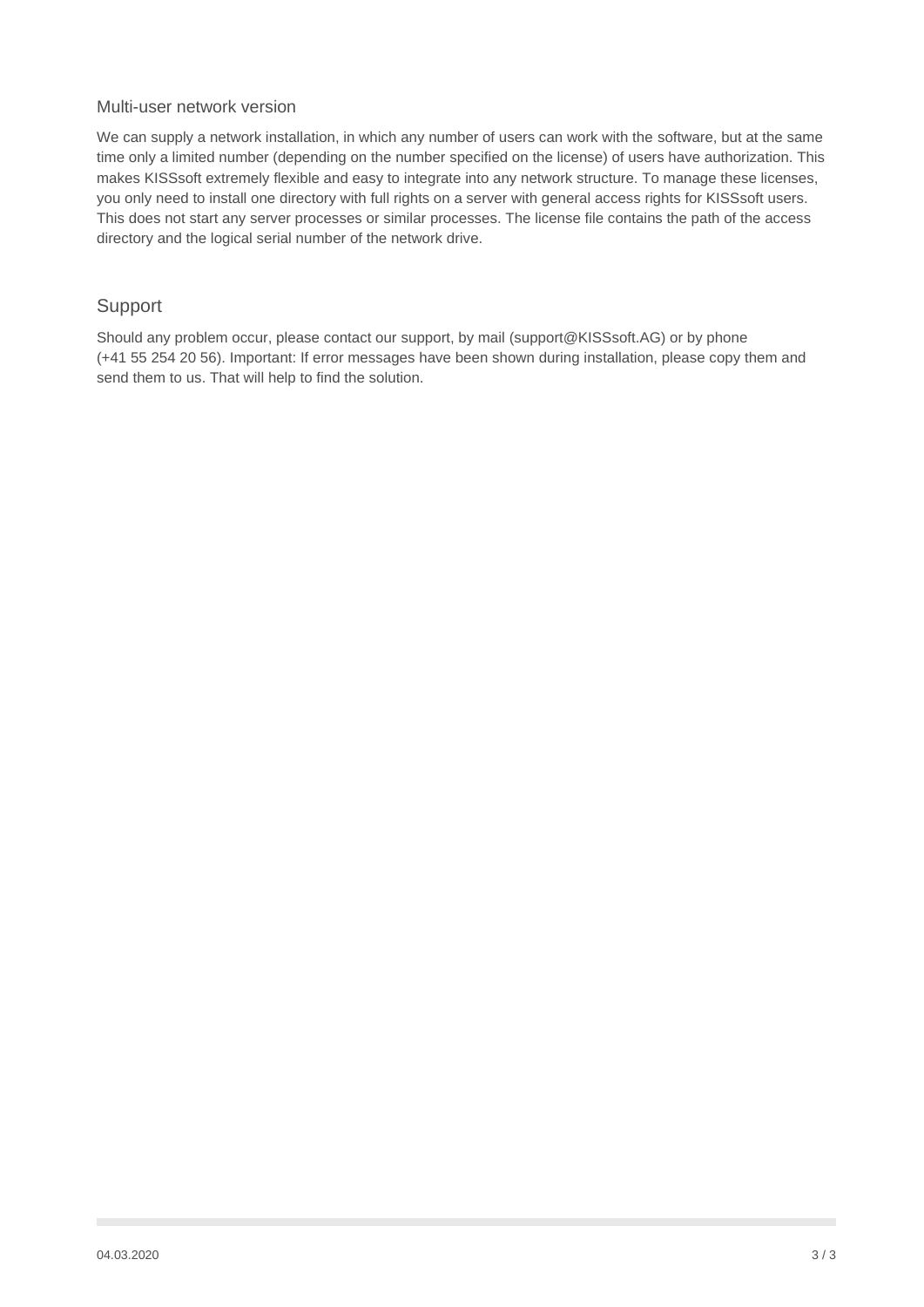### Multi-user network version

We can supply a network installation, in which any number of users can work with the software, but at the same time only a limited number (depending on the number specified on the license) of users have authorization. This makes KISSsoft extremely flexible and easy to integrate into any network structure. To manage these licenses, you only need to install one directory with full rights on a server with general access rights for KISSsoft users. This does not start any server processes or similar processes. The license file contains the path of the access directory and the logical serial number of the network drive.

## Support

Should any problem occur, please contact our support, by mail (support@KISSsoft.AG) or by phone (+41 55 254 20 56). Important: If error messages have been shown during installation, please copy them and send them to us. That will help to find the solution.